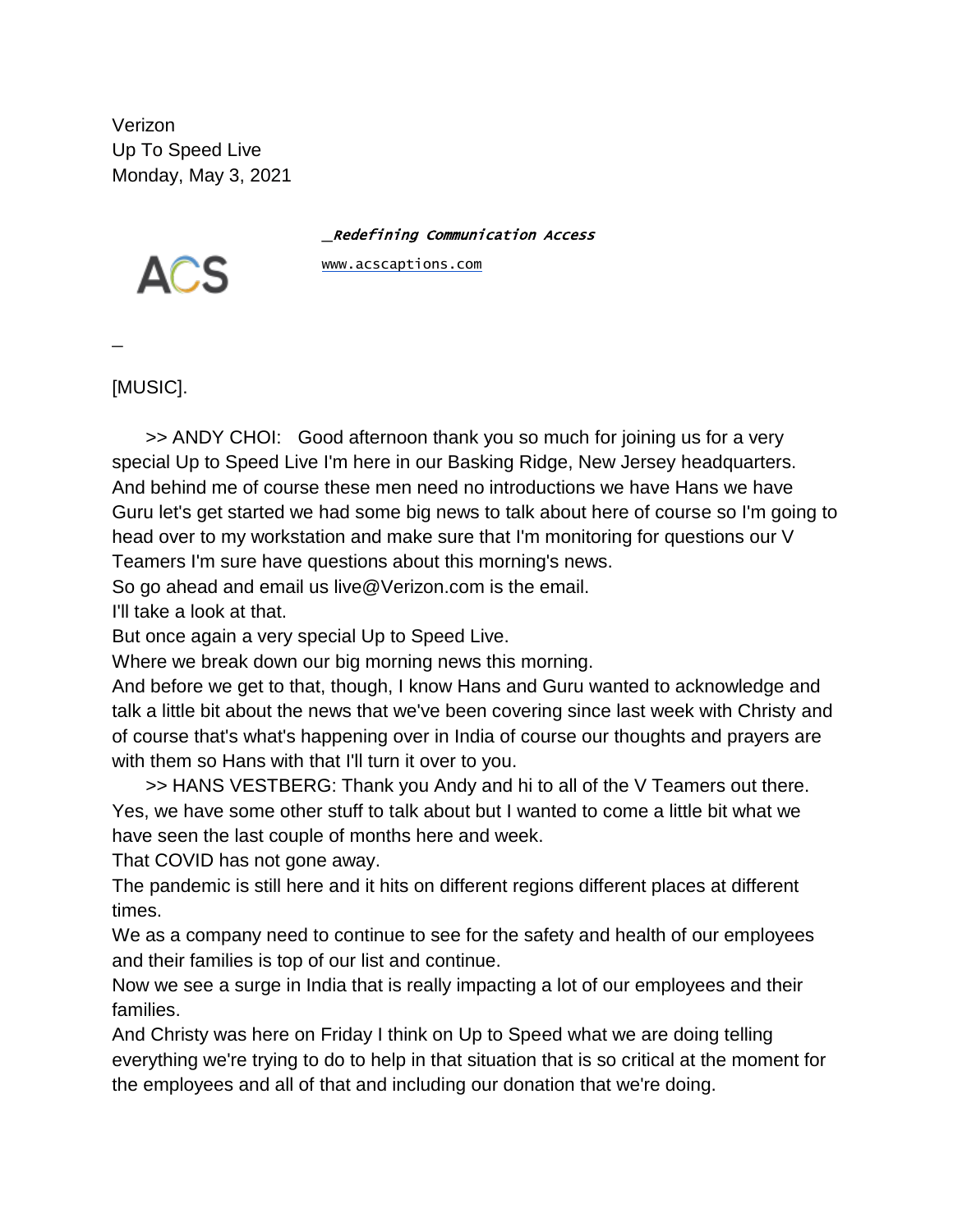Verizon
Up To Speed Live
Monday, May 3, 2021

_*Redefining Communication Access*

www.acscaptions.com

ACS

_

[MUSIC].

>> ANDY CHOI: Good afternoon thank you so much for joining us for a very special Up to Speed Live I'm here in our Basking Ridge, New Jersey headquarters. And behind me of course these men need no introductions we have Hans we have Guru let's get started we had some big news to talk about here of course so I'm going to head over to my workstation and make sure that I'm monitoring for questions our V Teamers I'm sure have questions about this morning's news.
So go ahead and email us live@Verizon.com is the email.
I'll take a look at that.
But once again a very special Up to Speed Live.
Where we break down our big morning news this morning.
And before we get to that, though, I know Hans and Guru wanted to acknowledge and talk a little bit about the news that we've been covering since last week with Christy and of course that's what's happening over in India of course our thoughts and prayers are with them so Hans with that I'll turn it over to you.

>> HANS VESTBERG: Thank you Andy and hi to all of the V Teamers out there. Yes, we have some other stuff to talk about but I wanted to come a little bit what we have seen the last couple of months here and week.
That COVID has not gone away.
The pandemic is still here and it hits on different regions different places at different times.
We as a company need to continue to see for the safety and health of our employees and their families is top of our list and continue.
Now we see a surge in India that is really impacting a lot of our employees and their families.
And Christy was here on Friday I think on Up to Speed what we are doing telling everything we're trying to do to help in that situation that is so critical at the moment for the employees and all of that and including our donation that we're doing.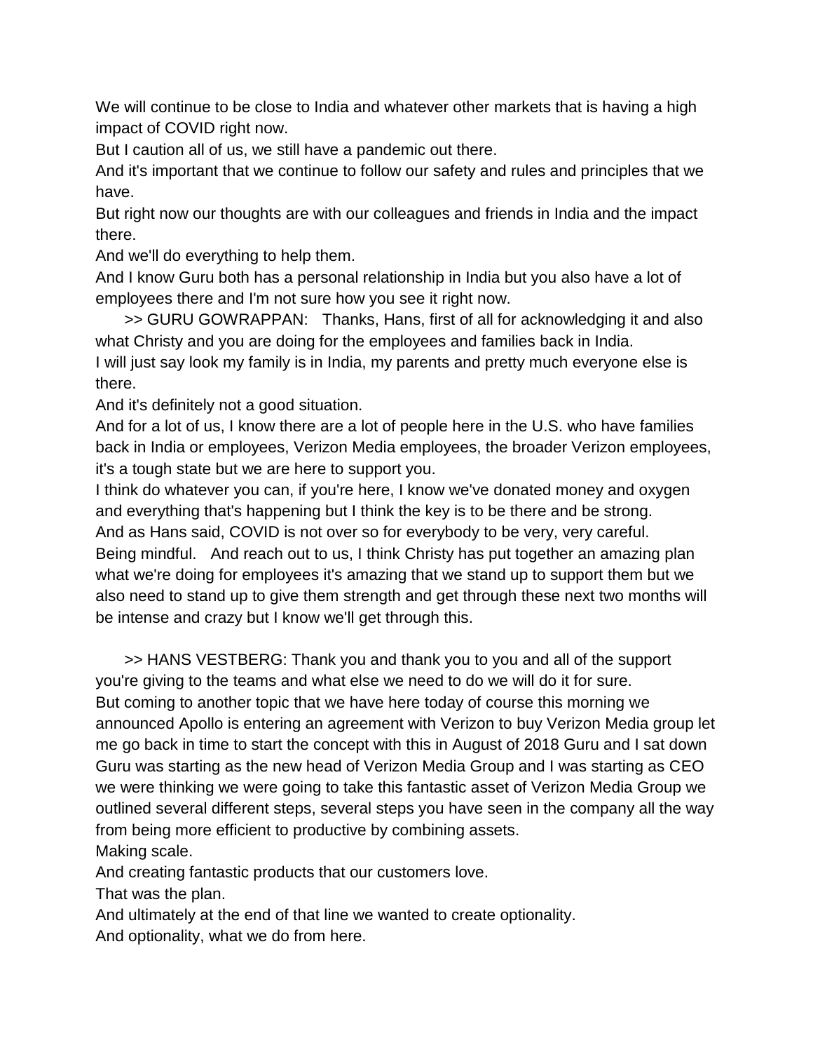We will continue to be close to India and whatever other markets that is having a high impact of COVID right now.

But I caution all of us, we still have a pandemic out there.

And it's important that we continue to follow our safety and rules and principles that we have.

But right now our thoughts are with our colleagues and friends in India and the impact there.

And we'll do everything to help them.

And I know Guru both has a personal relationship in India but you also have a lot of employees there and I'm not sure how you see it right now.

>> GURU GOWRAPPAN: Thanks, Hans, first of all for acknowledging it and also what Christy and you are doing for the employees and families back in India.

I will just say look my family is in India, my parents and pretty much everyone else is there.

And it's definitely not a good situation.

And for a lot of us, I know there are a lot of people here in the U.S. who have families back in India or employees, Verizon Media employees, the broader Verizon employees, it's a tough state but we are here to support you.

I think do whatever you can, if you're here, I know we've donated money and oxygen and everything that's happening but I think the key is to be there and be strong.

And as Hans said, COVID is not over so for everybody to be very, very careful.

Being mindful. And reach out to us, I think Christy has put together an amazing plan what we're doing for employees it's amazing that we stand up to support them but we also need to stand up to give them strength and get through these next two months will be intense and crazy but I know we'll get through this.

>> HANS VESTBERG: Thank you and thank you to you and all of the support you're giving to the teams and what else we need to do we will do it for sure.

But coming to another topic that we have here today of course this morning we announced Apollo is entering an agreement with Verizon to buy Verizon Media group let me go back in time to start the concept with this in August of 2018 Guru and I sat down Guru was starting as the new head of Verizon Media Group and I was starting as CEO we were thinking we were going to take this fantastic asset of Verizon Media Group we outlined several different steps, several steps you have seen in the company all the way from being more efficient to productive by combining assets.

Making scale.

And creating fantastic products that our customers love.

That was the plan.

And ultimately at the end of that line we wanted to create optionality.

And optionality, what we do from here.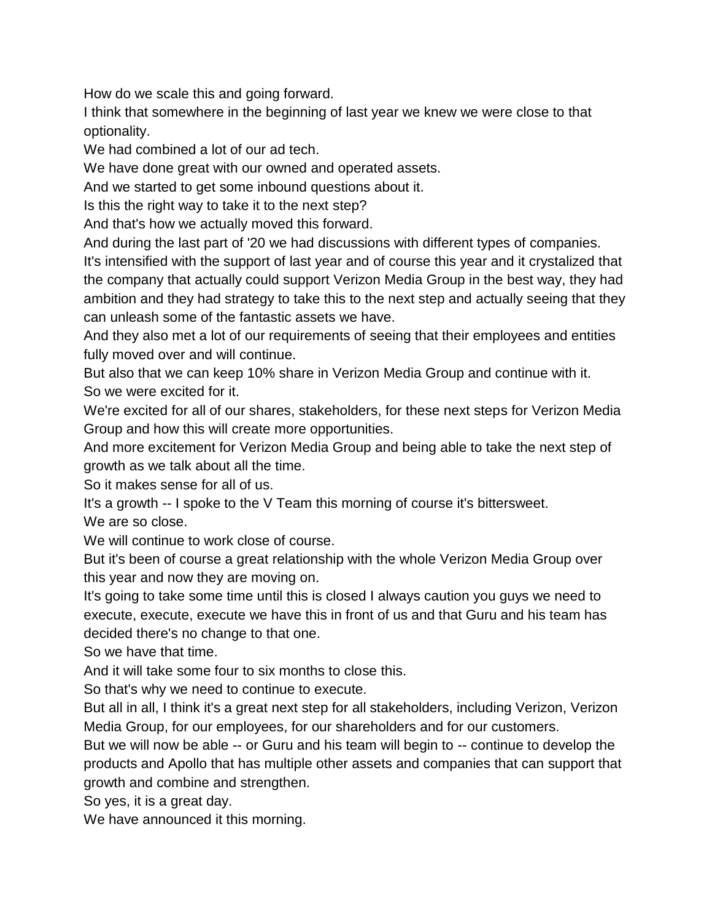How do we scale this and going forward.

I think that somewhere in the beginning of last year we knew we were close to that optionality.

We had combined a lot of our ad tech.

We have done great with our owned and operated assets.

And we started to get some inbound questions about it.

Is this the right way to take it to the next step?

And that's how we actually moved this forward.

And during the last part of '20 we had discussions with different types of companies.

It's intensified with the support of last year and of course this year and it crystalized that the company that actually could support Verizon Media Group in the best way, they had ambition and they had strategy to take this to the next step and actually seeing that they can unleash some of the fantastic assets we have.

And they also met a lot of our requirements of seeing that their employees and entities fully moved over and will continue.

But also that we can keep 10% share in Verizon Media Group and continue with it.

So we were excited for it.

We're excited for all of our shares, stakeholders, for these next steps for Verizon Media Group and how this will create more opportunities.

And more excitement for Verizon Media Group and being able to take the next step of growth as we talk about all the time.

So it makes sense for all of us.

It's a growth -- I spoke to the V Team this morning of course it's bittersweet.

We are so close.

We will continue to work close of course.

But it's been of course a great relationship with the whole Verizon Media Group over this year and now they are moving on.

It's going to take some time until this is closed I always caution you guys we need to execute, execute, execute we have this in front of us and that Guru and his team has decided there's no change to that one.

So we have that time.

And it will take some four to six months to close this.

So that's why we need to continue to execute.

But all in all, I think it's a great next step for all stakeholders, including Verizon, Verizon Media Group, for our employees, for our shareholders and for our customers.

But we will now be able -- or Guru and his team will begin to -- continue to develop the products and Apollo that has multiple other assets and companies that can support that growth and combine and strengthen.

So yes, it is a great day.

We have announced it this morning.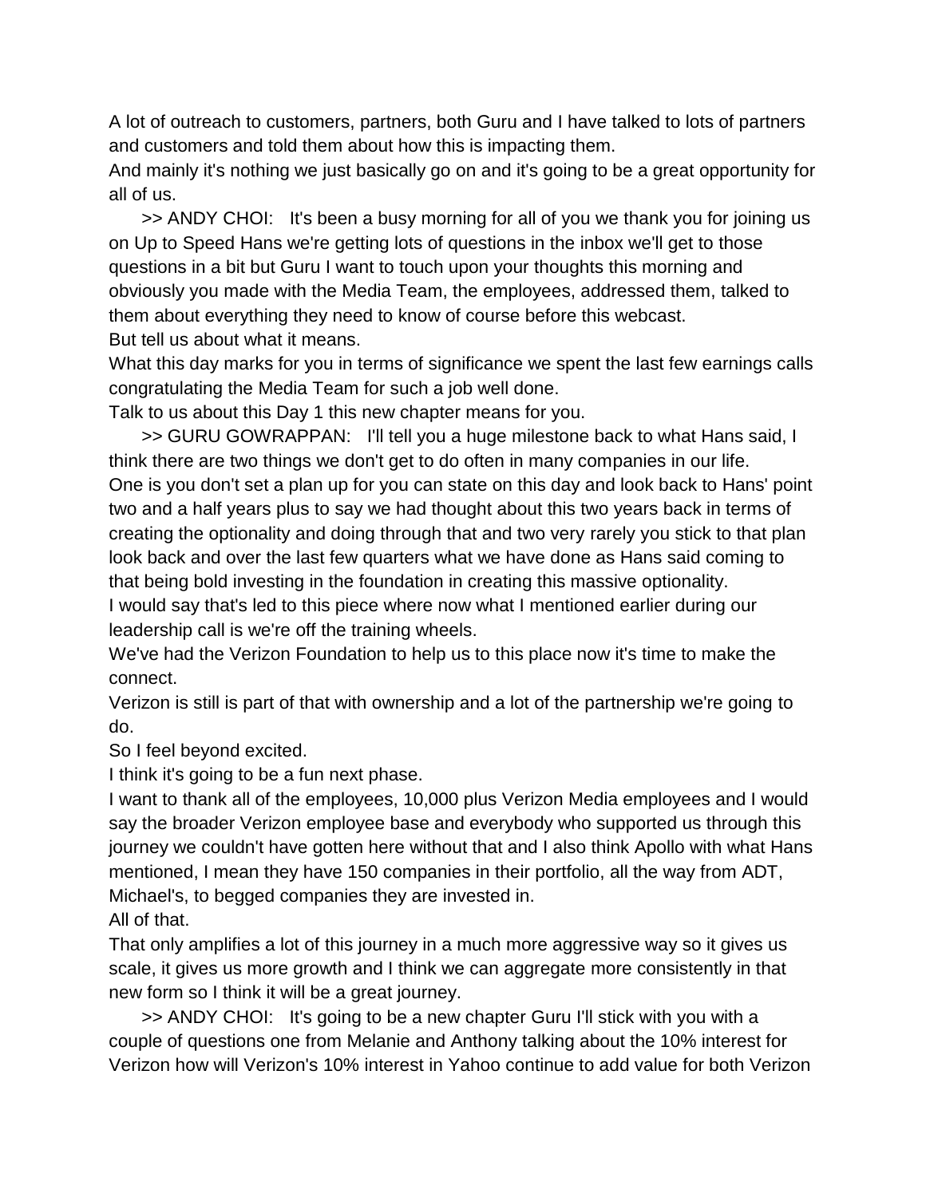A lot of outreach to customers, partners, both Guru and I have talked to lots of partners and customers and told them about how this is impacting them.
And mainly it's nothing we just basically go on and it's going to be a great opportunity for all of us.

>> ANDY CHOI: It's been a busy morning for all of you we thank you for joining us on Up to Speed Hans we're getting lots of questions in the inbox we'll get to those questions in a bit but Guru I want to touch upon your thoughts this morning and obviously you made with the Media Team, the employees, addressed them, talked to them about everything they need to know of course before this webcast.
But tell us about what it means.
What this day marks for you in terms of significance we spent the last few earnings calls congratulating the Media Team for such a job well done.
Talk to us about this Day 1 this new chapter means for you.

>> GURU GOWRAPPAN: I'll tell you a huge milestone back to what Hans said, I think there are two things we don't get to do often in many companies in our life.
One is you don't set a plan up for you can state on this day and look back to Hans' point two and a half years plus to say we had thought about this two years back in terms of creating the optionality and doing through that and two very rarely you stick to that plan look back and over the last few quarters what we have done as Hans said coming to that being bold investing in the foundation in creating this massive optionality.
I would say that's led to this piece where now what I mentioned earlier during our leadership call is we're off the training wheels.
We've had the Verizon Foundation to help us to this place now it's time to make the connect.
Verizon is still is part of that with ownership and a lot of the partnership we're going to do.
So I feel beyond excited.
I think it's going to be a fun next phase.
I want to thank all of the employees, 10,000 plus Verizon Media employees and I would say the broader Verizon employee base and everybody who supported us through this journey we couldn't have gotten here without that and I also think Apollo with what Hans mentioned, I mean they have 150 companies in their portfolio, all the way from ADT, Michael's, to begged companies they are invested in.
All of that.
That only amplifies a lot of this journey in a much more aggressive way so it gives us scale, it gives us more growth and I think we can aggregate more consistently in that new form so I think it will be a great journey.

>> ANDY CHOI: It's going to be a new chapter Guru I'll stick with you with a couple of questions one from Melanie and Anthony talking about the 10% interest for Verizon how will Verizon's 10% interest in Yahoo continue to add value for both Verizon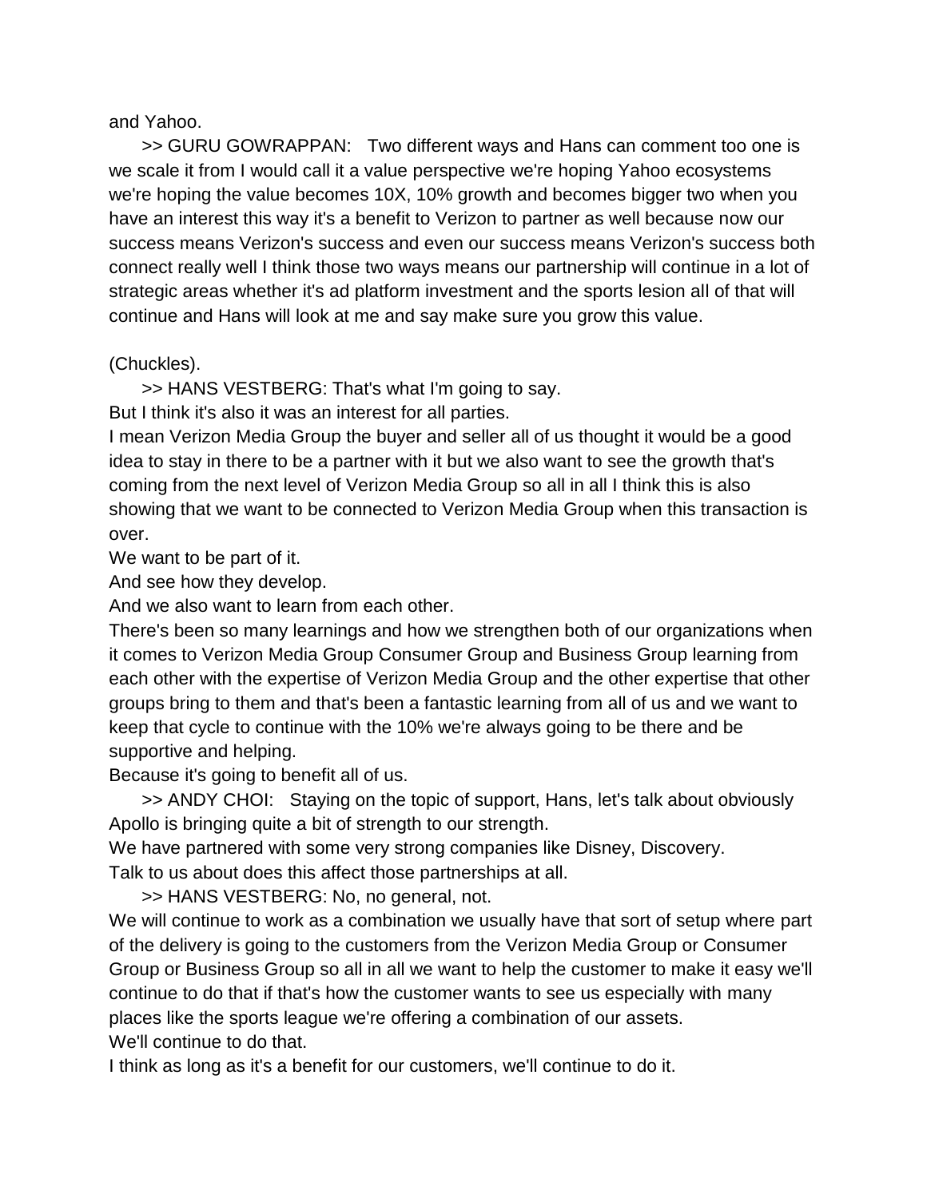and Yahoo.

>> GURU GOWRAPPAN: Two different ways and Hans can comment too one is we scale it from I would call it a value perspective we're hoping Yahoo ecosystems we're hoping the value becomes 10X, 10% growth and becomes bigger two when you have an interest this way it's a benefit to Verizon to partner as well because now our success means Verizon's success and even our success means Verizon's success both connect really well I think those two ways means our partnership will continue in a lot of strategic areas whether it's ad platform investment and the sports lesion all of that will continue and Hans will look at me and say make sure you grow this value.

(Chuckles).

>> HANS VESTBERG: That's what I'm going to say.

But I think it's also it was an interest for all parties.

I mean Verizon Media Group the buyer and seller all of us thought it would be a good idea to stay in there to be a partner with it but we also want to see the growth that's coming from the next level of Verizon Media Group so all in all I think this is also showing that we want to be connected to Verizon Media Group when this transaction is over.

We want to be part of it.

And see how they develop.

And we also want to learn from each other.

There's been so many learnings and how we strengthen both of our organizations when it comes to Verizon Media Group Consumer Group and Business Group learning from each other with the expertise of Verizon Media Group and the other expertise that other groups bring to them and that's been a fantastic learning from all of us and we want to keep that cycle to continue with the 10% we're always going to be there and be supportive and helping.

Because it's going to benefit all of us.

>> ANDY CHOI: Staying on the topic of support, Hans, let's talk about obviously Apollo is bringing quite a bit of strength to our strength.

We have partnered with some very strong companies like Disney, Discovery.

Talk to us about does this affect those partnerships at all.

>> HANS VESTBERG: No, no general, not.

We will continue to work as a combination we usually have that sort of setup where part of the delivery is going to the customers from the Verizon Media Group or Consumer Group or Business Group so all in all we want to help the customer to make it easy we'll continue to do that if that's how the customer wants to see us especially with many places like the sports league we're offering a combination of our assets.

We'll continue to do that.

I think as long as it's a benefit for our customers, we'll continue to do it.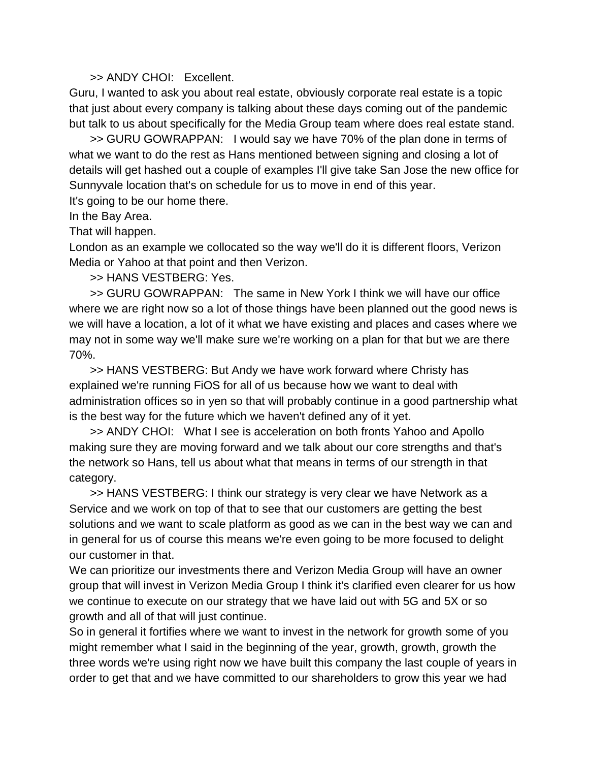>> ANDY CHOI: Excellent.

Guru, I wanted to ask you about real estate, obviously corporate real estate is a topic that just about every company is talking about these days coming out of the pandemic but talk to us about specifically for the Media Group team where does real estate stand.

>> GURU GOWRAPPAN: I would say we have 70% of the plan done in terms of what we want to do the rest as Hans mentioned between signing and closing a lot of details will get hashed out a couple of examples I'll give take San Jose the new office for Sunnyvale location that's on schedule for us to move in end of this year.

It's going to be our home there.

In the Bay Area.

That will happen.

London as an example we collocated so the way we'll do it is different floors, Verizon Media or Yahoo at that point and then Verizon.

>> HANS VESTBERG: Yes.

>> GURU GOWRAPPAN: The same in New York I think we will have our office where we are right now so a lot of those things have been planned out the good news is we will have a location, a lot of it what we have existing and places and cases where we may not in some way we'll make sure we're working on a plan for that but we are there 70%.

>> HANS VESTBERG: But Andy we have work forward where Christy has explained we're running FiOS for all of us because how we want to deal with administration offices so in yen so that will probably continue in a good partnership what is the best way for the future which we haven't defined any of it yet.

>> ANDY CHOI: What I see is acceleration on both fronts Yahoo and Apollo making sure they are moving forward and we talk about our core strengths and that's the network so Hans, tell us about what that means in terms of our strength in that category.

>> HANS VESTBERG: I think our strategy is very clear we have Network as a Service and we work on top of that to see that our customers are getting the best solutions and we want to scale platform as good as we can in the best way we can and in general for us of course this means we're even going to be more focused to delight our customer in that.

We can prioritize our investments there and Verizon Media Group will have an owner group that will invest in Verizon Media Group I think it's clarified even clearer for us how we continue to execute on our strategy that we have laid out with 5G and 5X or so growth and all of that will just continue.

So in general it fortifies where we want to invest in the network for growth some of you might remember what I said in the beginning of the year, growth, growth, growth the three words we're using right now we have built this company the last couple of years in order to get that and we have committed to our shareholders to grow this year we had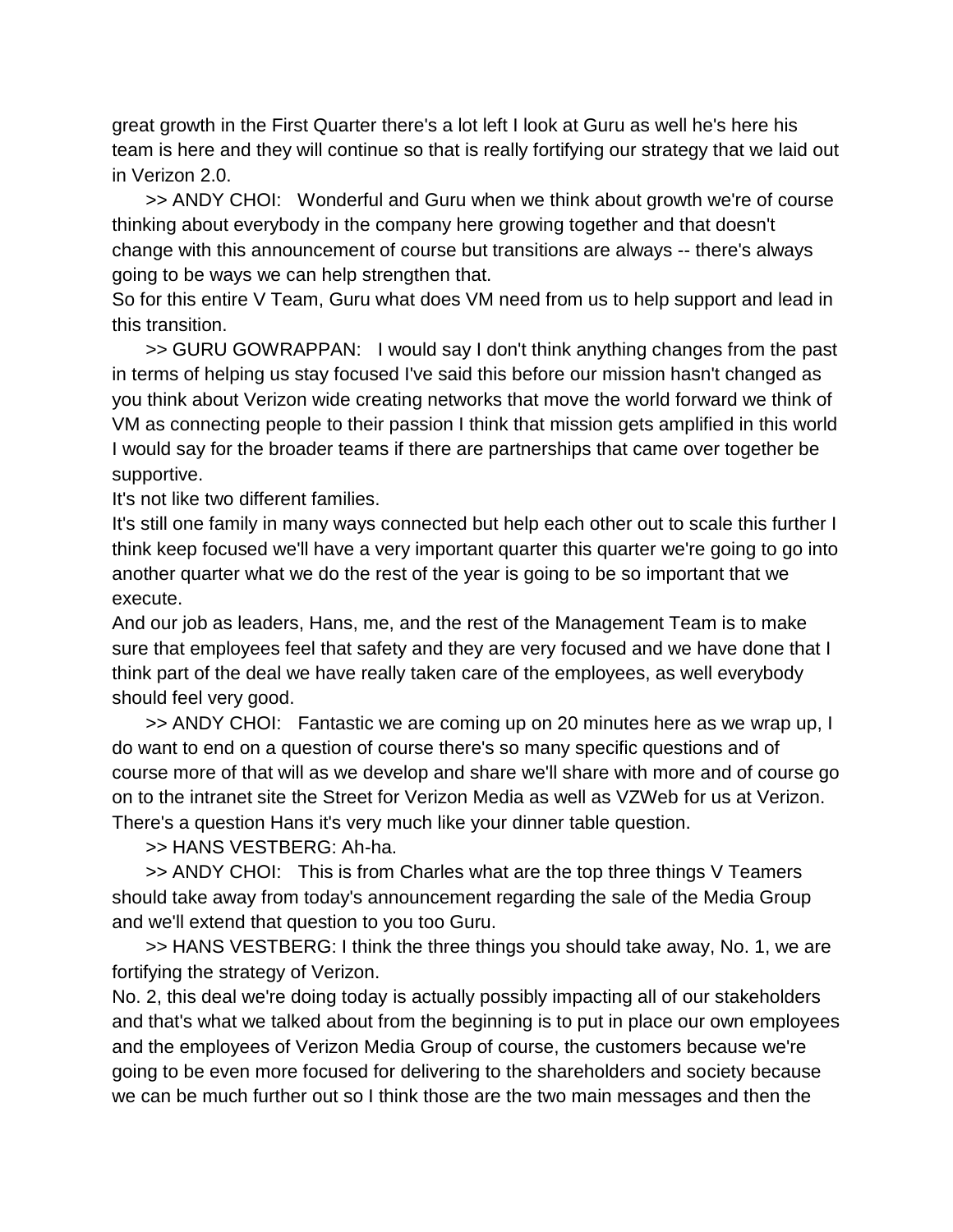great growth in the First Quarter there's a lot left I look at Guru as well he's here his team is here and they will continue so that is really fortifying our strategy that we laid out in Verizon 2.0.

>> ANDY CHOI: Wonderful and Guru when we think about growth we're of course thinking about everybody in the company here growing together and that doesn't change with this announcement of course but transitions are always -- there's always going to be ways we can help strengthen that.

So for this entire V Team, Guru what does VM need from us to help support and lead in this transition.

>> GURU GOWRAPPAN: I would say I don't think anything changes from the past in terms of helping us stay focused I've said this before our mission hasn't changed as you think about Verizon wide creating networks that move the world forward we think of VM as connecting people to their passion I think that mission gets amplified in this world I would say for the broader teams if there are partnerships that came over together be supportive.

It's not like two different families.

It's still one family in many ways connected but help each other out to scale this further I think keep focused we'll have a very important quarter this quarter we're going to go into another quarter what we do the rest of the year is going to be so important that we execute.

And our job as leaders, Hans, me, and the rest of the Management Team is to make sure that employees feel that safety and they are very focused and we have done that I think part of the deal we have really taken care of the employees, as well everybody should feel very good.

>> ANDY CHOI: Fantastic we are coming up on 20 minutes here as we wrap up, I do want to end on a question of course there's so many specific questions and of course more of that will as we develop and share we'll share with more and of course go on to the intranet site the Street for Verizon Media as well as VZWeb for us at Verizon. There's a question Hans it's very much like your dinner table question.

>> HANS VESTBERG: Ah-ha.

>> ANDY CHOI: This is from Charles what are the top three things V Teamers should take away from today's announcement regarding the sale of the Media Group and we'll extend that question to you too Guru.

>> HANS VESTBERG: I think the three things you should take away, No. 1, we are fortifying the strategy of Verizon.

No. 2, this deal we're doing today is actually possibly impacting all of our stakeholders and that's what we talked about from the beginning is to put in place our own employees and the employees of Verizon Media Group of course, the customers because we're going to be even more focused for delivering to the shareholders and society because we can be much further out so I think those are the two main messages and then the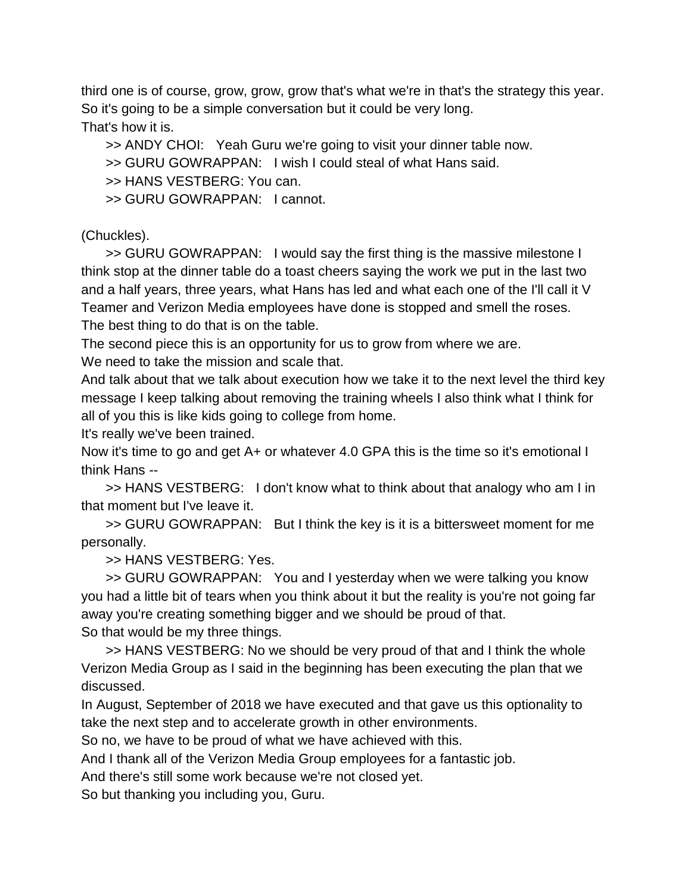third one is of course, grow, grow, grow that's what we're in that's the strategy this year. So it's going to be a simple conversation but it could be very long.
That's how it is.

>> ANDY CHOI: Yeah Guru we're going to visit your dinner table now.

>> GURU GOWRAPPAN: I wish I could steal of what Hans said.

>> HANS VESTBERG: You can.

>> GURU GOWRAPPAN: I cannot.

(Chuckles).

>> GURU GOWRAPPAN: I would say the first thing is the massive milestone I think stop at the dinner table do a toast cheers saying the work we put in the last two and a half years, three years, what Hans has led and what each one of the I'll call it V Teamer and Verizon Media employees have done is stopped and smell the roses.
The best thing to do that is on the table.
The second piece this is an opportunity for us to grow from where we are.
We need to take the mission and scale that.
And talk about that we talk about execution how we take it to the next level the third key message I keep talking about removing the training wheels I also think what I think for all of you this is like kids going to college from home.
It's really we've been trained.
Now it's time to go and get A+ or whatever 4.0 GPA this is the time so it's emotional I think Hans --

>> HANS VESTBERG: I don't know what to think about that analogy who am I in that moment but I've leave it.

>> GURU GOWRAPPAN: But I think the key is it is a bittersweet moment for me personally.

>> HANS VESTBERG: Yes.

>> GURU GOWRAPPAN: You and I yesterday when we were talking you know you had a little bit of tears when you think about it but the reality is you're not going far away you're creating something bigger and we should be proud of that.
So that would be my three things.

>> HANS VESTBERG: No we should be very proud of that and I think the whole Verizon Media Group as I said in the beginning has been executing the plan that we discussed.
In August, September of 2018 we have executed and that gave us this optionality to take the next step and to accelerate growth in other environments.
So no, we have to be proud of what we have achieved with this.
And I thank all of the Verizon Media Group employees for a fantastic job.
And there's still some work because we're not closed yet.
So but thanking you including you, Guru.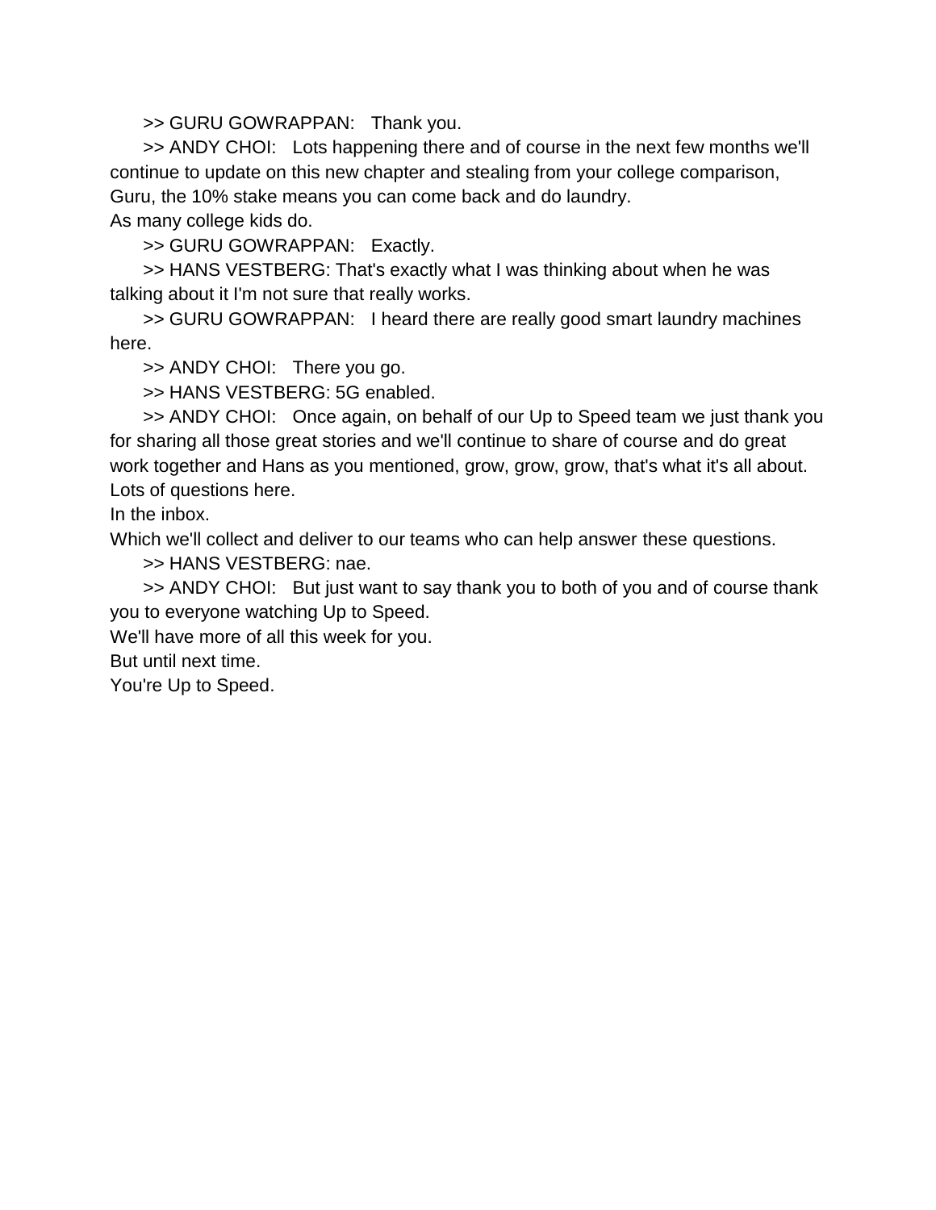>> GURU GOWRAPPAN: Thank you.

>> ANDY CHOI: Lots happening there and of course in the next few months we'll continue to update on this new chapter and stealing from your college comparison, Guru, the 10% stake means you can come back and do laundry.
As many college kids do.

>> GURU GOWRAPPAN: Exactly.

>> HANS VESTBERG: That's exactly what I was thinking about when he was talking about it I'm not sure that really works.

>> GURU GOWRAPPAN: I heard there are really good smart laundry machines here.

>> ANDY CHOI: There you go.

>> HANS VESTBERG: 5G enabled.

>> ANDY CHOI: Once again, on behalf of our Up to Speed team we just thank you for sharing all those great stories and we'll continue to share of course and do great work together and Hans as you mentioned, grow, grow, grow, that's what it's all about.
Lots of questions here.
In the inbox.
Which we'll collect and deliver to our teams who can help answer these questions.

>> HANS VESTBERG: nae.

>> ANDY CHOI: But just want to say thank you to both of you and of course thank you to everyone watching Up to Speed.
We'll have more of all this week for you.
But until next time.
You're Up to Speed.